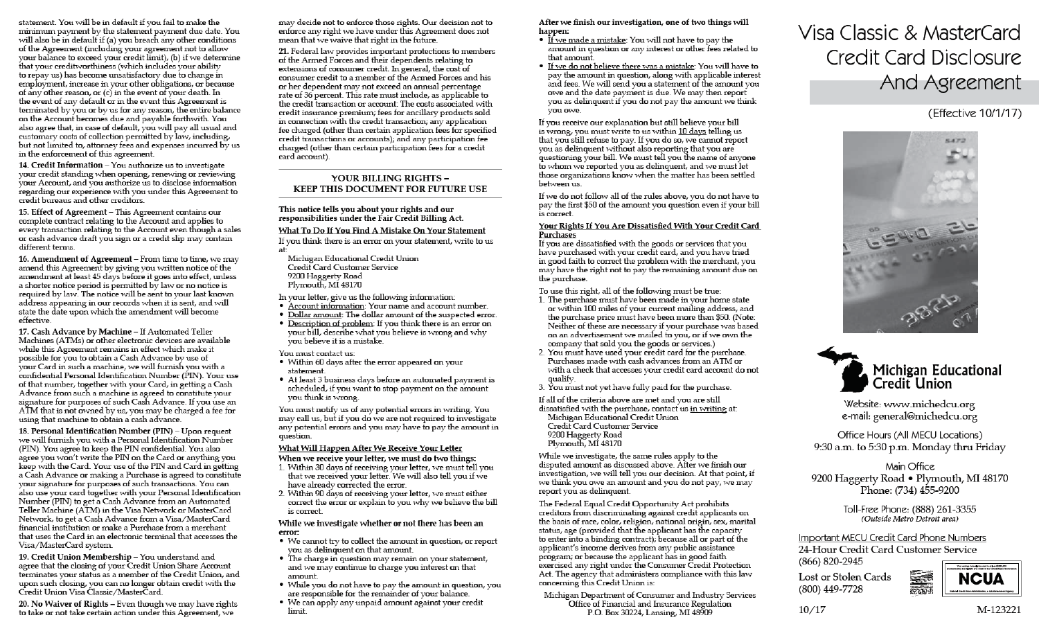statement. You will be in default if you fail to make the minimum payment by the statement payment due date. You will also be in default if (a) you breach any other conditions of the Agreement (including your agreement not to allow your balance to exceed your credit limit), (b) if we determine that your creditworthiness (which includes your ability to repay us) has become unsatisfactory due to change in employment, increase in your other obligations, or because of any other reason, or (c) in the event of your death. In the event of any default or in the event this Agreement is terminated by you or by us for any reason, the entire balance on the Account becomes due and payable forthwith. You also agree that, in case of default, you will pay all usual and customary costs of collection permitted by law, including, but not limited to, attorney fees and expenses incurred by us in the enforcement of this agreement.

**14. Credit Information** – You authorize us to investigate your credit standing when opening, renewing or reviewing your Account, and you authorize us to disclose information regarding our experience with you under this Agreement to credit bureaus and other creditors.

**15. Effect of Agreement** – This Agreement contains our complete contract relating to the Account and applies to every transaction relating to the Account even though a sales or cash advance draft you sign or a credit slip may contain different terms.

**16. Amendment of Agreement** – From time to time, we may amend this Agreement by giving you written notice of the amendment at least 45 days before it goes into effect, unless a shorter notice period is permitted by law or no notice is required by law. The notice will be sent to your last known address appearing in our records when it is sent, and will state the date upon which the amendment will become effective.

**17. Cash Advance by Machine** – If Automated Teller Machines (ATMs) or other electronic devices are available while this Agreement remains in effect which make it possible for you to obtain a Cash Advance by use of your Card in such a machine, we will furnish you with a confidential Personal Identification Number (PIN). Your use of that number, together with your Card, in getting a Cash Advance from such a machine is agreed to constitute your signature for purposes of such Cash Advance. If you use an ATM that is not owned by us, you may be charged a fee for using that machine to obtain a cash advance.

**18. Personal Identification Number (PIN)** – Upon request we will furnish you with a Personal Identification Number (PIN). You agree to keep the PIN confidential. You also agree you won't write the PIN on the Card or anything you keep with the Card. Your use of the PIN and Card in getting a Cash Advance or making a Purchase is agreed to constitute your signature for purposes of such transactions. You can also use your card together with your Personal Identification Number (PIN) to get a Cash Advance from an Automated Teller Machine (ATM) in the Visa Network or MasterCard Network, to get a Cash Advance from a Visa/MasterCard financial institution or make a Purchase from a merchant that uses the Card in an electronic terminal that accesses the Visa/MasterCard system.

**19. Credit Union Membership** – You understand and agree that the closing of your Credit Union Share Account terminates your status as a member of the Credit Union, and upon such closing, you can no longer obtain credit with the Credit Union Visa Classic/MasterCard.

**20. No Waiver of Rights** – Even though we may have rights to take or not take certain action under this Agreement, we may decide not to enforce those rights. Our decision not to enforce any right we have under this Agreement does not mean that we waive that right in the future.

**21.** Federal law provides important protections to members of the Armed Forces and their dependents relating to extensions of consumer credit. In general, the cost of consumer credit to a member of the Armed Forces and his or her dependent may not exceed an annual percentage rate of 36 percent. This rate must include, as applicable to the credit transaction or account: The costs associated with credit insurance premium; fees for ancillary products sold in connection with the credit transaction; any application fee charged (other than certain application fees for specified credit transactions or accounts); and any participation fee charged (other than certain participation fees for a credit card account).

## YOUR BILLING RIGHTS – KEEP THIS DOCUMENT FOR FUTURE USE

**This notice tells you about your rights and our responsibilities under the Fair Credit Billing Act.**

### What To Do If You Find A Mistake On Your Statement

If you think there is an error on your statement, write to us at:

Michigan Educational Credit Union
Credit Card Customer Service
9200 Haggerty Road
Plymouth, MI 48170

In your letter, give us the following information:

- Account information: Your name and account number.
- Dollar amount: The dollar amount of the suspected error.
- Description of problem: If you think there is an error on your bill, describe what you believe is wrong and why you believe it is a mistake.

You must contact us:

- Within 60 days after the error appeared on your statement.
- At least 3 business days before an automated payment is scheduled, if you want to stop payment on the amount you think is wrong.

You must notify us of any potential errors in writing. You may call us, but if you do we are not required to investigate any potential errors and you may have to pay the amount in question.

### What Will Happen After We Receive Your Letter

**When we receive your letter, we must do two things:**

1. Within 30 days of receiving your letter, we must tell you that we received your letter. We will also tell you if we have already corrected the error.
2. Within 90 days of receiving your letter, we must either correct the error or explain to you why we believe the bill is correct.

**While we investigate whether or not there has been an error:**

- We cannot try to collect the amount in question, or report you as delinquent on that amount.
- The charge in question may remain on your statement, and we may continue to charge you interest on that amount.
- While you do not have to pay the amount in question, you are responsible for the remainder of your balance.
- We can apply any unpaid amount against your credit limit.

**After we finish our investigation, one of two things will happen:**

- If we made a mistake: You will not have to pay the amount in question or any interest or other fees related to that amount.
- If we do not believe there was a mistake: You will have to pay the amount in question, along with applicable interest and fees. We will send you a statement of the amount you owe and the date payment is due. We may then report you as delinquent if you do not pay the amount we think you owe.

If you receive our explanation but still believe your bill is wrong, you must write to us within 10 days telling us that you still refuse to pay. If you do so, we cannot report you as delinquent without also reporting that you are questioning your bill. We must tell you the name of anyone to whom we reported you as delinquent, and we must let those organizations know when the matter has been settled between us.

If we do not follow all of the rules above, you do not have to pay the first $50 of the amount you question even if your bill is correct.

### Your Rights If You Are Dissatisfied With Your Credit Card Purchases

If you are dissatisfied with the goods or services that you have purchased with your credit card, and you have tried in good faith to correct the problem with the merchant, you may have the right not to pay the remaining amount due on the purchase.

To use this right, all of the following must be true:

1. The purchase must have been made in your home state or within 100 miles of your current mailing address, and the purchase price must have been more than $50. (Note: Neither of these are necessary if your purchase was based on an advertisement we mailed to you, or if we own the company that sold you the goods or services.)
2. You must have used your credit card for the purchase. Purchases made with cash advances from an ATM or with a check that accesses your credit card account do not qualify.
3. You must not yet have fully paid for the purchase.

If all of the criteria above are met and you are still dissatisfied with the purchase, contact us in writing at:

Michigan Educational Credit Union
Credit Card Customer Service
9200 Haggerty Road
Plymouth, MI 48170

While we investigate, the same rules apply to the disputed amount as discussed above. After we finish our investigation, we will tell you our decision. At that point, if we think you owe an amount and you do not pay, we may report you as delinquent.

The Federal Equal Credit Opportunity Act prohibits creditors from discriminating against credit applicants on the basis of race, color, religion, national origin, sex, marital status, age (provided that the applicant has the capacity to enter into a binding contract); because all or part of the applicant's income derives from any public assistance program; or because the applicant has in good faith exercised any right under the Consumer Credit Protection Act. The agency that administers compliance with this law concerning this Credit Union is:

Michigan Department of Consumer and Industry Services
Office of Financial and Insurance Regulation
P.O. Box 30224, Lansing, MI 48909

# Visa Classic & MasterCard Credit Card Disclosure And Agreement

(Effective 10/1/17)

Michigan Educational Credit Union

Website: www.michedcu.org
e-mail: general@michedcu.org

Office Hours (All MECU Locations)
9:30 a.m. to 5:30 p.m. Monday thru Friday

Main Office
9200 Haggerty Road • Plymouth, MI 48170
Phone: (734) 455-9200

Toll-Free Phone: (888) 261-3355
*(Outside Metro Detroit area)*

Important MECU Credit Card Phone Numbers

24-Hour Credit Card Customer Service
(866) 820-2945

Lost or Stolen Cards
(800) 449-7728

NCUA

10/17 M-123221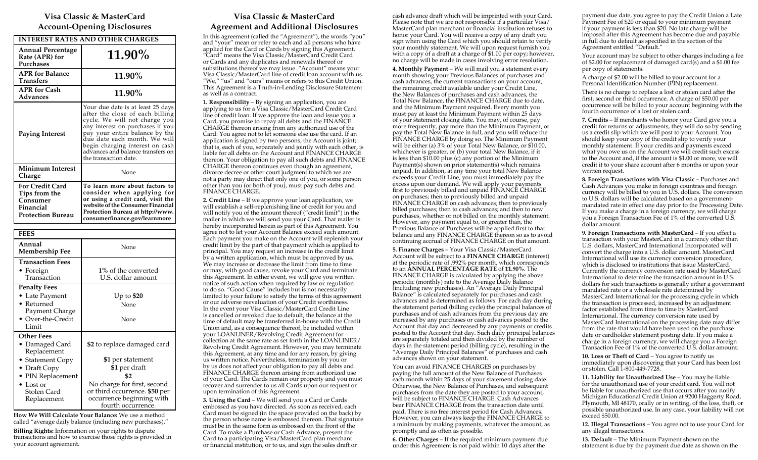## Visa Classic & MasterCard Account-Opening Disclosures

| INTEREST RATES AND OTHER CHARGES | |
|---|---|
| **Annual Percentage Rate (APR) for Purchases** | **11.90%** |
| **APR for Balance Transfers** | 11.90% |
| **APR for Cash Advances** | 11.90% |
| **Paying Interest** | Your due date is at least 25 days after the close of each billing cycle. We will not charge you any interest on purchases if you pay your entire balance by the due date each month. We will begin charging interest on cash advances and balance transfers on the transaction date. |
| **Minimum Interest Charge** | None |
| **For Credit Card Tips from the Consumer Financial Protection Bureau** | **To learn more about factors to consider when applying for or using a credit card, visit the website of the Consumer Financial Protection Bureau at http://www.consumerfinance.gov/learnmore** |

| FEES | |
|---|---|
| **Annual Membership Fee** | None |
| **Transaction Fees** | |
| • Foreign Transaction | 1% of the converted U.S. dollar amount |
| **Penalty Fees** | |
| • Late Payment | Up to **$20** |
| • Returned Payment Charge | None |
| • Over-the-Credit Limit | None |
| **Other Fees** | |
| • Damaged Card Replacement | **$2** to replace damaged card |
| • Statement Copy | **$1** per statement |
| • Draft Copy | **$1** per draft |
| • PIN Replacement | **$2** |
| • Lost or Stolen Card Replacement | No charge for first, second or third occurrence. **$50** per occurrence beginning with fourth occurrence. |

**How We Will Calculate Your Balance:** We use a method called "average daily balance (including new purchases)."

**Billing Rights:** Information on your rights to dispute transactions and how to exercise those rights is provided in your account agreement.

## Visa Classic & MasterCard Agreement and Additional Disclosures

In this agreement (called the "Agreement"), the words "you" and "your" mean or refer to each and all persons who have applied for the Card or Cards by signing this Agreement. "Card" means the Visa Classic/MasterCard Credit Card or Cards and any duplicates and renewals thereof or substitutions thereof we may issue. "Account" means your Visa Classic/MasterCard line of credit loan account with us. "We," "us" and "ours" means or refers to this Credit Union. This Agreement is a Truth-in-Lending Disclosure Statement as well as a contract.

**1. Responsibility** – By signing an application, you are applying to us for a Visa Classic/MasterCard Credit Card line of credit loan. If we approve the loan and issue you a Card, you promise to repay all debts and the FINANCE CHARGE thereon arising from any authorized use of the Card. You agree not to let someone else use the card. If an application is signed by two persons, the Account is joint; that is, each of you, separately and jointly with each other, is liable for all debts on the Account and FINANCE CHARGE thereon. Your obligation to pay all such debts and FINANCE CHARGE thereon continues even though an agreement, divorce decree or other court judgment to which we are not a party may direct that only one of you, or some person other than you (or both of you), must pay such debts and FINANCE CHARGE.

**2. Credit Line** – If we approve your loan application, we will establish a self-replenishing line of credit for you and will notify you of the amount thereof ("credit limit") in the mailer in which we will send you your Card. That mailer is hereby incorporated herein as part of this Agreement. You agree not to let your Account Balance exceed such amount. Each payment you make on the Account will replenish your credit limit by the part of that payment which is applied to principal. You may request an increase in the credit limit by a written application, which must be approved by us. We may increase or decrease the limit from time to time or may, with good cause, revoke your Card and terminate this Agreement. In either event, we will give you written notice of such action when required by law or regulation to do so. "Good Cause" includes but is not necessarily limited to your failure to satisfy the terms of this agreement or our adverse reevaluation of your Credit worthiness. In the event your Visa Classic/MasterCard Credit Line is cancelled or revoked due to default, the balance at the time of default may be transferred in-house with the Credit Union and, as a consequence thereof, be included within your LOANLINER/Revolving Credit Agreement for collection at the same rate as set forth in the LOANLINER/Revolving Credit Agreement. However, you may terminate this agreement, at any time and for any reason, by giving us written notice. Nevertheless, termination by you or by us does not affect your obligation to pay all debts and FINANCE CHARGE thereon arising from authorized use of your Card. The Cards remain our property and you must recover and surrender to us all Cards upon our request or upon termination of this Agreement.

**3. Using the Card** – We will send you a Card or Cards embossed as you have directed. As soon as received, each Card must be signed (in the space provided on the back) by the person whose name is embossed thereon. That signature must be in the same form as embossed on the front of the Card. To make a Purchase or Cash Advance, present the Card to a participating Visa/MasterCard plan merchant or financial institution, or to us, and sign the sales draft or cash advance draft which will be imprinted with your Card. Please note that we are not responsible if a particular Visa/MasterCard plan merchant or financial institution refuses to honor your Card. You will receive a copy of any draft you sign when using the Card which you should retain to verify your monthly statement. We will upon request furnish you with a copy of a draft at a charge of $1.00 per copy; however, no charge will be made in cases involving error resolution.

**4. Monthly Payment** – We will mail you a statement every month showing your Previous Balances of purchases and cash advances, the current transactions on your account, the remaining credit available under your Credit Line, the New Balances of purchases and cash advances, the Total New Balance, the FINANCE CHARGE due to date, and the Minimum Payment required. Every month you must pay at least the Minimum Payment within 25 days of your statement closing date. You may, of course, pay more frequently, pay more than the Minimum Payment, or pay the Total New Balance in full, and you will reduce the FINANCE CHARGE by doing so. The Minimum Payment will be either (a) 3% of your Total New Balance, or $10.00, whichever is greater, or (b) your total New Balance, if it is less than $10.00 plus (c) any portion of the Minimum Payment(s) shown on prior statement(s) which remains unpaid. In addition, at any time your total New Balance exceeds your Credit Line, you must immediately pay the excess upon our demand. We will apply your payments first to previously billed and unpaid FINANCE CHARGE on purchases; then to previously billed and unpaid FINANCE CHARGE on cash advances; then to previously billed purchases; then to cash advances; and then to new purchases, whether or not billed on the monthly statement. However, any payment equal to, or greater than, the Previous Balance of Purchases will be applied first to that balance and any FINANCE CHARGE thereon so as to avoid continuing accrual of FINANCE CHARGE on that amount.

**5. Finance Charges** – Your Visa Classic/MasterCard Account will be subject to a **FINANCE CHARGE** (interest) at the periodic rate of .992% per month, which corresponds to an **ANNUAL PERCENTAGE RATE** of **11.90%**. The FINANCE CHARGE is calculated by applying the above periodic (monthly) rate to the Average Daily Balance (including new purchases). An "Average Daily Principal Balance" is calculated separately for purchases and cash advances and is determined as follows: For each day during the statement period (billing cycle) the principal balances of purchases and of cash advances from the previous day are increased by any purchases or cash advances posted to the Account that day and decreased by any payments or credits posted to the Account that day. Such daily principal balances are separately totaled and then divided by the number of days in the statement period (billing cycle), resulting in the "Average Daily Principal Balances" of purchases and cash advances shown on your statement.

You can avoid FINANCE CHARGES on purchases by paying the full amount of the New Balance of Purchases each month within 25 days of your statement closing date. Otherwise, the New Balance of Purchases, and subsequent purchases from the date they are posted to your account, will be subject to FINANCE CHARGE. Cash Advances bear FINANCE CHARGE from the transaction date until paid. There is no free interest period for Cash Advances. However, you can always keep the FINANCE CHARGE to a minimum by making payments, whatever the amount, as promptly and as often as possible.

**6. Other Charges** – If the required minimum payment due under this Agreement is not paid within 10 days after the payment due date, you agree to pay the Credit Union a Late Payment Fee of $20 or equal to your minimum payment if your payment is less than $20. No late charge will be imposed after this Agreement has become due and payable in full due to default as specified in the section of the Agreement entitled "Default."

Your account may be subject to other charges including a fee of $2.00 for replacement of damaged card(s) and a $1.00 fee per copy of statements.

A charge of $2.00 will be billed to your account for a Personal Identification Number (PIN) replacement.

There is no charge to replace a lost or stolen card after the first, second or third occurrence. A charge of $50.00 per occurrence will be billed to your account beginning with the fourth occurrence of a lost or stolen card.

**7. Credits** – If merchants who honor your Card give you a credit for returns or adjustments, they will do so by sending us a credit slip which we will post to your Account. You should keep your copy of the credit slip to verify your monthly statement. If your credits and payments exceed what you owe us on the Account we will credit such excess to the Account and, if the amount is $1.00 or more, we will credit it to your share account after 6 months or upon your written request.

**8. Foreign Transactions with Visa Classic** – Purchases and Cash Advances you make in foreign countries and foreign currency will be billed to you in U.S. dollars. The conversion to U.S. dollars will be calculated based on a government-mandated rate in effect one day prior to the Processing Date. If you make a charge in a foreign currency, we will charge you a Foreign Transaction Fee of 1% of the converted U.S. dollar amount.

**9. Foreign Transactions with MasterCard** – If you effect a transaction with your MasterCard in a currency other than U.S. dollars, MasterCard International Incorporated will convert the charge into a U.S. dollar amount. MasterCard International will use its currency conversion procedure, which is disclosed to institutions that issue MasterCard. Currently the currency conversion rate used by MasterCard International to determine the transaction amount in U.S. dollars for such transactions is generally either a government mandated rate or a wholesale rate determined by MasterCard International for the processing cycle in which the transaction is processed, increased by an adjustment factor established from time to time by MasterCard International. The currency conversion rate used by MasterCard International on the processing date may differ from the rate that would have been used on the purchase date or cardholder statement posting date. If you make a charge in a foreign currency, we will charge you a Foreign Transaction Fee of 1% of the converted U.S. dollar amount.

**10. Loss or Theft of Card** – You agree to notify us immediately upon discovering that your Card has been lost or stolen. Call 1-800-449-7728.

**11. Liability for Unauthorized Use** – You may be liable for the unauthorized use of your credit card. You will not be liable for unauthorized use that occurs after you notify Michigan Educational Credit Union at 9200 Haggerty Road, Plymouth, MI 48170, orally or in writing, of the loss, theft, or possible unauthorized use. In any case, your liability will not exceed $50.00.

**12. Illegal Transactions** – You agree not to use your Card for any illegal transactions.

**13. Default** – The Minimum Payment shown on the statement is due by the payment due date as shown on the